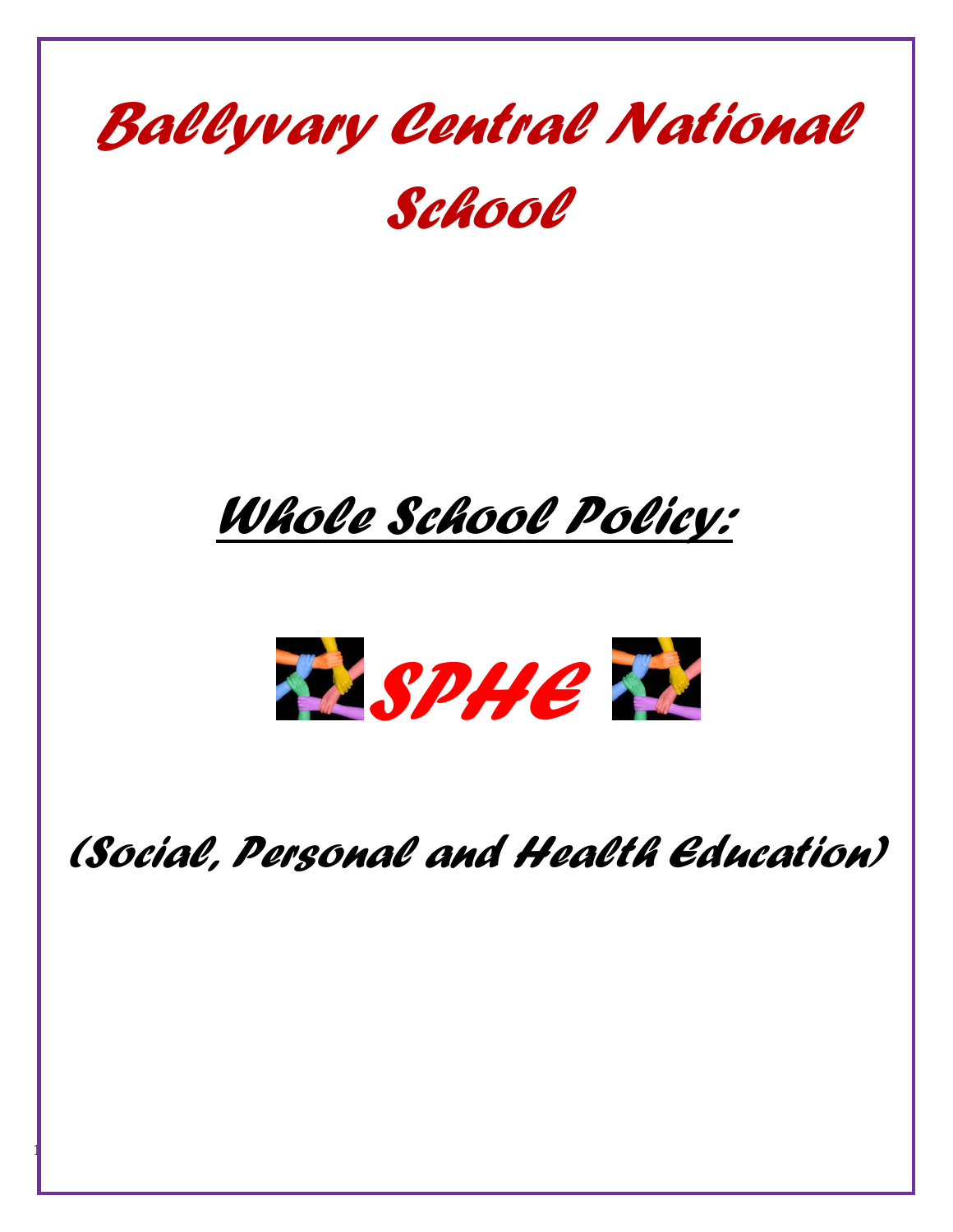# Ballyvary Central National School

## Whole School Policy:

# SPHE

## (Social, Personal and Health Education)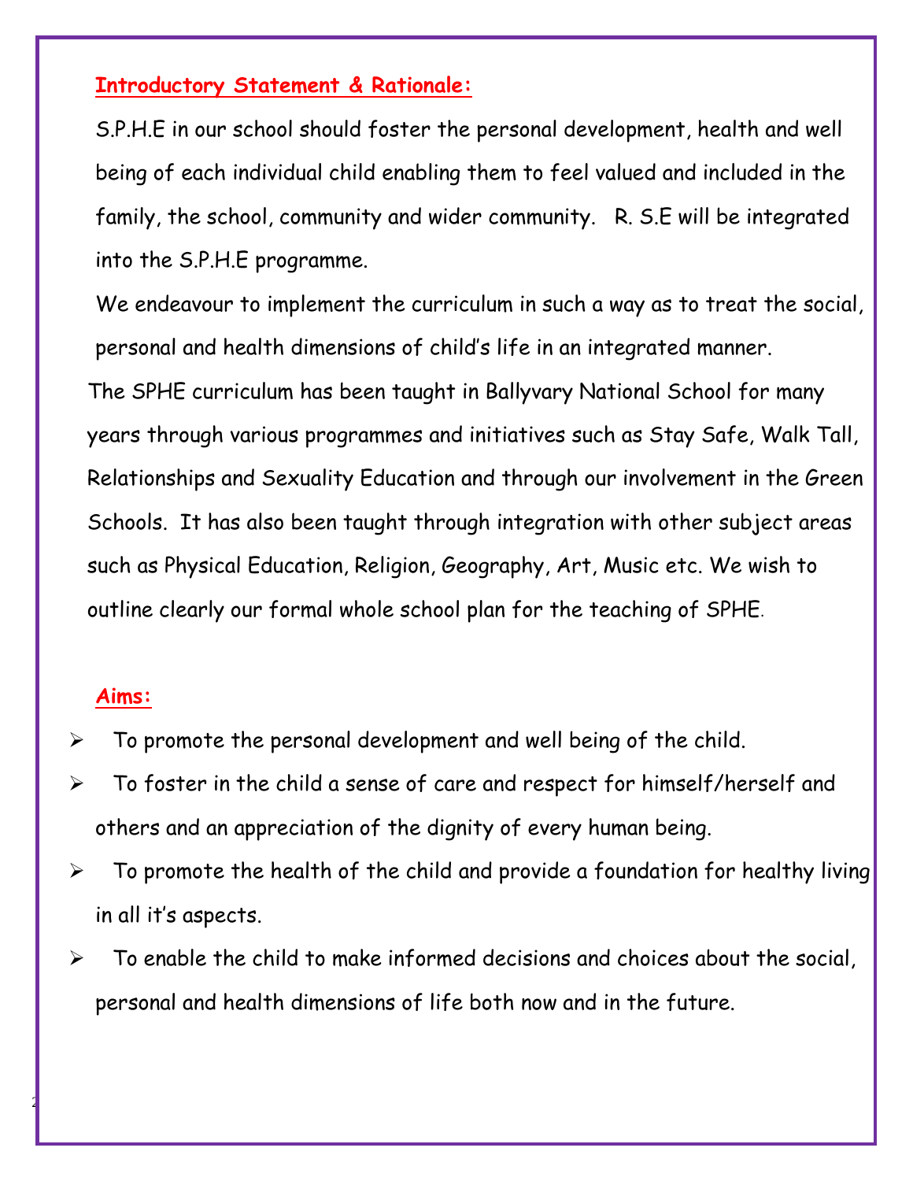## Introductory Statement & Rationale:

S.P.H.E in our school should foster the personal development, health and well being of each individual child enabling them to feel valued and included in the family, the school, community and wider community. R. S.E will be integrated into the S.P.H.E programme.

We endeavour to implement the curriculum in such a way as to treat the social, personal and health dimensions of child's life in an integrated manner.

The SPHE curriculum has been taught in Ballyvary National School for many years through various programmes and initiatives such as Stay Safe, Walk Tall, Relationships and Sexuality Education and through our involvement in the Green Schools. It has also been taught through integration with other subject areas such as Physical Education, Religion, Geography, Art, Music etc. We wish to outline clearly our formal whole school plan for the teaching of SPHE.

## Aims:

- To promote the personal development and well being of the child.
- To foster in the child a sense of care and respect for himself/herself and others and an appreciation of the dignity of every human being.
- To promote the health of the child and provide a foundation for healthy living in all it's aspects.
- To enable the child to make informed decisions and choices about the social, personal and health dimensions of life both now and in the future.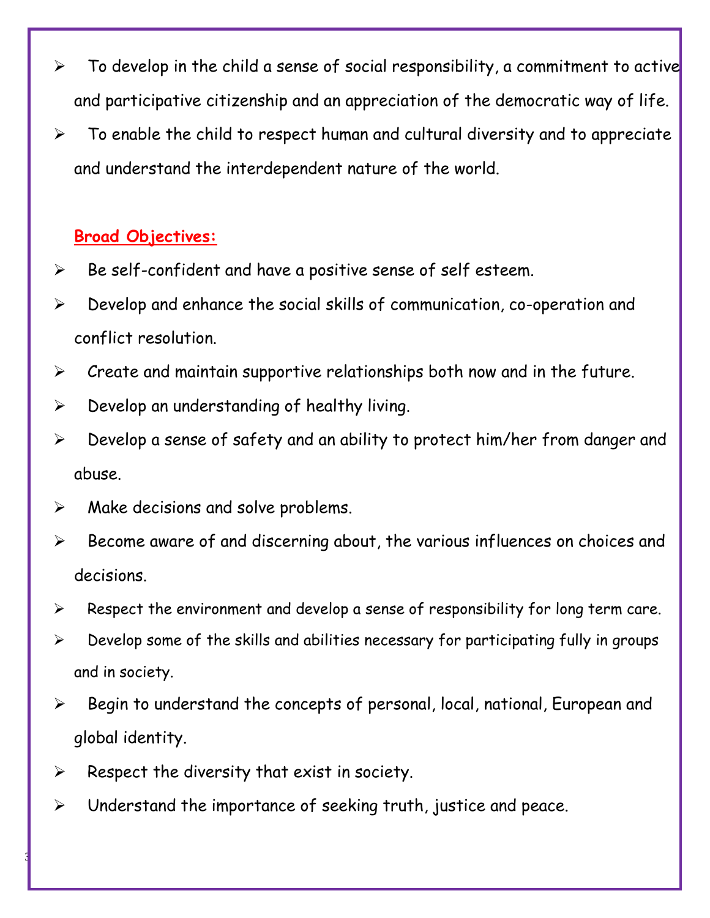- To develop in the child a sense of social responsibility, a commitment to active and participative citizenship and an appreciation of the democratic way of life.
- To enable the child to respect human and cultural diversity and to appreciate and understand the interdependent nature of the world.

**Broad Objectives:**

- Be self-confident and have a positive sense of self esteem.
- Develop and enhance the social skills of communication, co-operation and conflict resolution.
- Create and maintain supportive relationships both now and in the future.
- Develop an understanding of healthy living.
- Develop a sense of safety and an ability to protect him/her from danger and abuse.
- Make decisions and solve problems.
- Become aware of and discerning about, the various influences on choices and decisions.
- Respect the environment and develop a sense of responsibility for long term care.
- Develop some of the skills and abilities necessary for participating fully in groups and in society.
- Begin to understand the concepts of personal, local, national, European and global identity.
- Respect the diversity that exist in society.
- Understand the importance of seeking truth, justice and peace.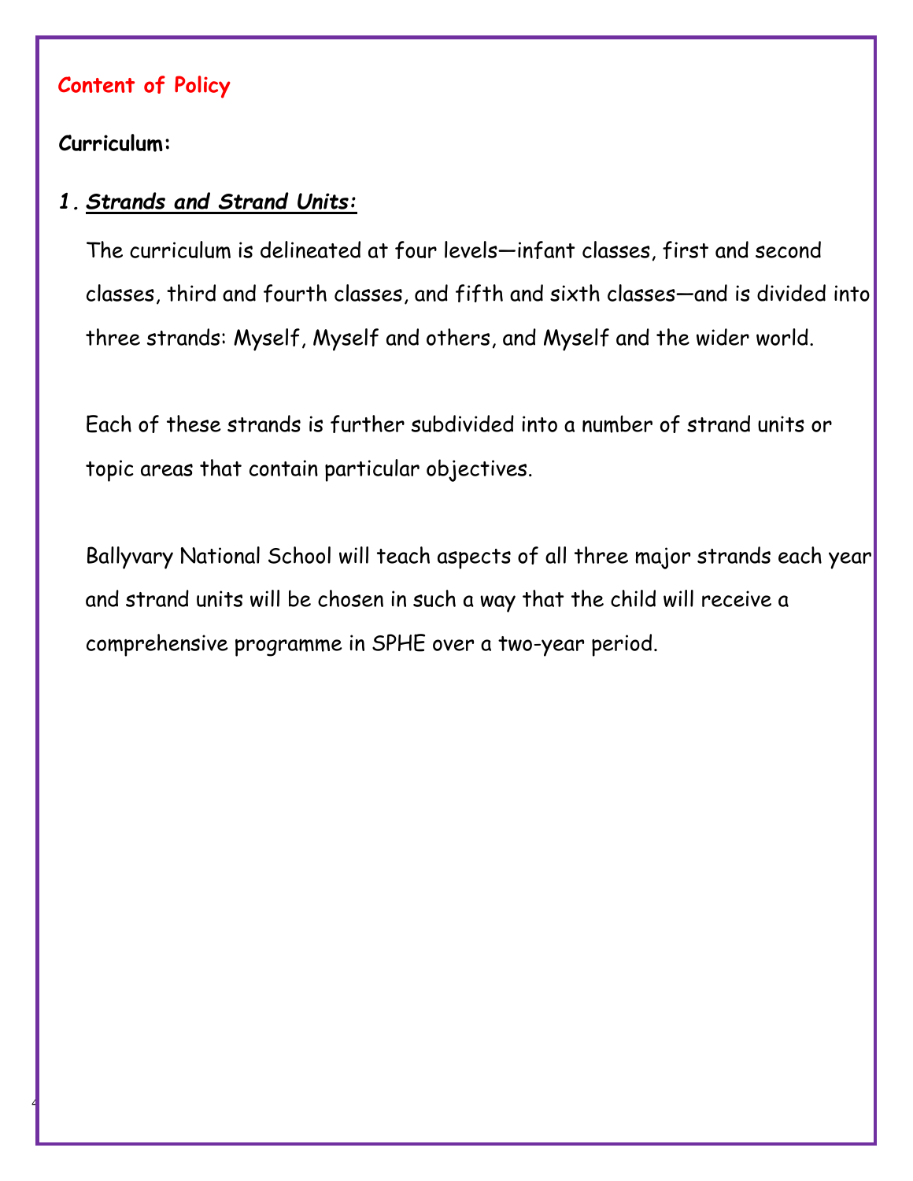## Content of Policy

**Curriculum:**

1. ***Strands and Strand Units:***

The curriculum is delineated at four levels—infant classes, first and second classes, third and fourth classes, and fifth and sixth classes—and is divided into three strands: Myself, Myself and others, and Myself and the wider world.

Each of these strands is further subdivided into a number of strand units or topic areas that contain particular objectives.

Ballyvary National School will teach aspects of all three major strands each year and strand units will be chosen in such a way that the child will receive a comprehensive programme in SPHE over a two-year period.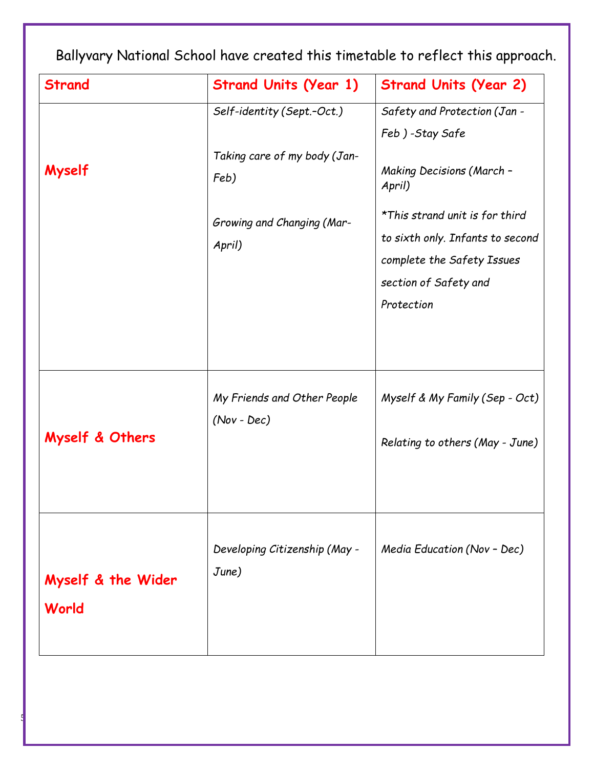Ballyvary National School have created this timetable to reflect this approach.

| Strand | Strand Units (Year 1) | Strand Units (Year 2) |
|---|---|---|
| **Myself** | *Self-identity (Sept.-Oct.)*<br><br>*Taking care of my body (Jan-Feb)*<br><br>*Growing and Changing (Mar-April)* | *Safety and Protection (Jan - Feb ) -Stay Safe*<br><br>*Making Decisions (March – April)*<br><br>**This strand unit is for third to sixth only. Infants to second complete the Safety Issues section of Safety and Protection* |
| **Myself & Others** | *My Friends and Other People (Nov - Dec)* | *Myself & My Family (Sep - Oct)*<br><br>*Relating to others (May - June)* |
| **Myself & the Wider World** | *Developing Citizenship (May - June)* | *Media Education (Nov – Dec)* |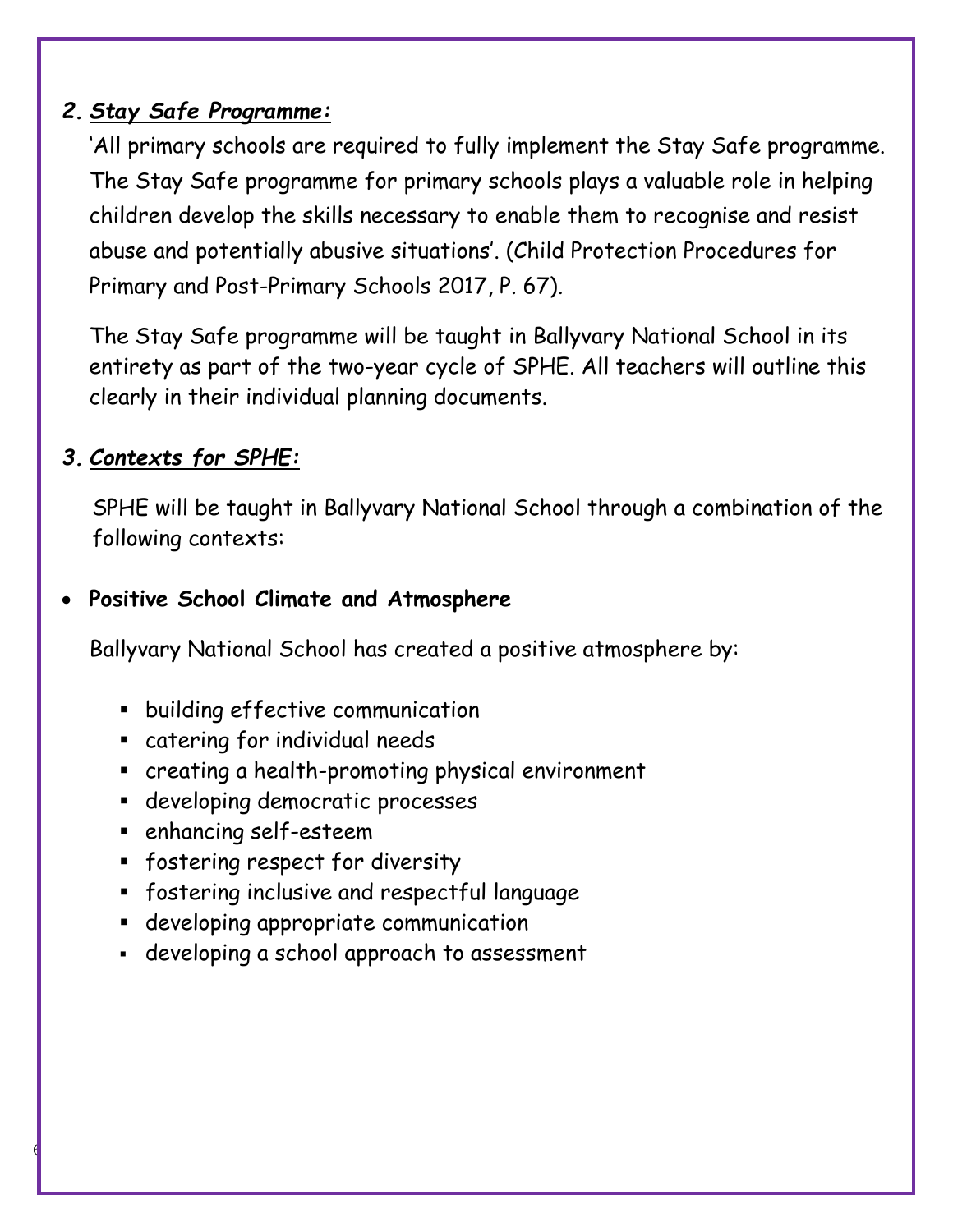## 2. ***Stay Safe Programme:***

'All primary schools are required to fully implement the Stay Safe programme. The Stay Safe programme for primary schools plays a valuable role in helping children develop the skills necessary to enable them to recognise and resist abuse and potentially abusive situations'. (Child Protection Procedures for Primary and Post-Primary Schools 2017, P. 67).

The Stay Safe programme will be taught in Ballyvary National School in its entirety as part of the two-year cycle of SPHE. All teachers will outline this clearly in their individual planning documents.

## 3. ***Contexts for SPHE:***

SPHE will be taught in Ballyvary National School through a combination of the following contexts:

- **Positive School Climate and Atmosphere**

Ballyvary National School has created a positive atmosphere by:

- building effective communication
- catering for individual needs
- creating a health-promoting physical environment
- developing democratic processes
- enhancing self-esteem
- fostering respect for diversity
- fostering inclusive and respectful language
- developing appropriate communication
- developing a school approach to assessment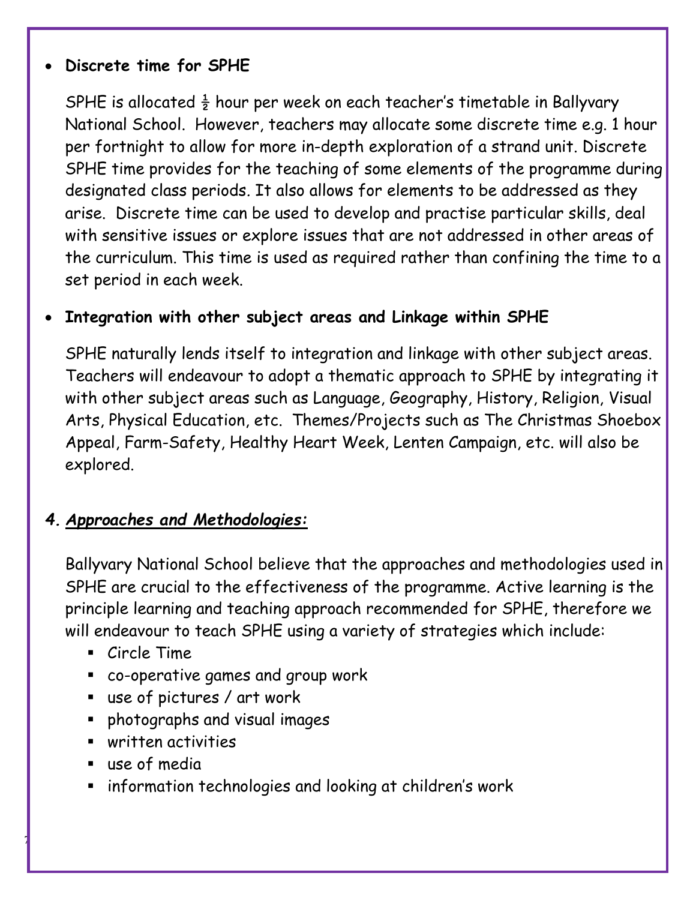- **Discrete time for SPHE**

  SPHE is allocated ½ hour per week on each teacher's timetable in Ballyvary National School. However, teachers may allocate some discrete time e.g. 1 hour per fortnight to allow for more in-depth exploration of a strand unit. Discrete SPHE time provides for the teaching of some elements of the programme during designated class periods. It also allows for elements to be addressed as they arise. Discrete time can be used to develop and practise particular skills, deal with sensitive issues or explore issues that are not addressed in other areas of the curriculum. This time is used as required rather than confining the time to a set period in each week.

- **Integration with other subject areas and Linkage within SPHE**

  SPHE naturally lends itself to integration and linkage with other subject areas. Teachers will endeavour to adopt a thematic approach to SPHE by integrating it with other subject areas such as Language, Geography, History, Religion, Visual Arts, Physical Education, etc. Themes/Projects such as The Christmas Shoebox Appeal, Farm-Safety, Healthy Heart Week, Lenten Campaign, etc. will also be explored.

## *4. Approaches and Methodologies:*

Ballyvary National School believe that the approaches and methodologies used in SPHE are crucial to the effectiveness of the programme. Active learning is the principle learning and teaching approach recommended for SPHE, therefore we will endeavour to teach SPHE using a variety of strategies which include:

- Circle Time
- co-operative games and group work
- use of pictures / art work
- photographs and visual images
- written activities
- use of media
- information technologies and looking at children's work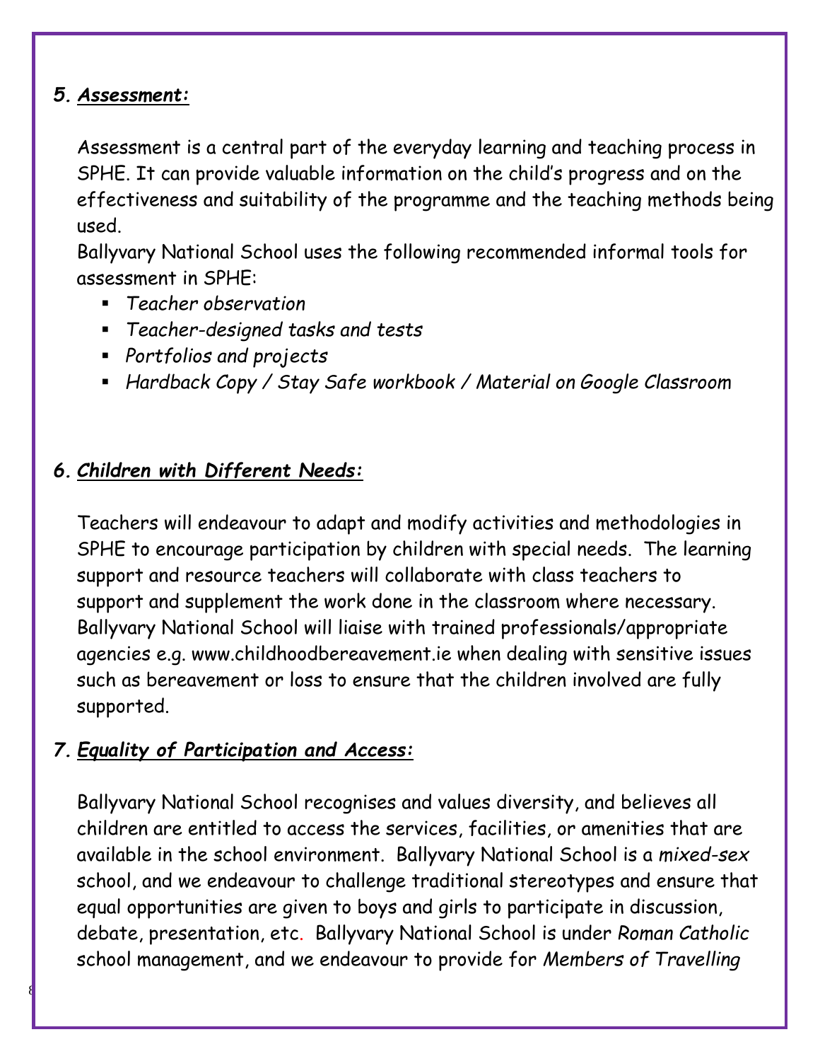## *5. __Assessment:__*

Assessment is a central part of the everyday learning and teaching process in SPHE. It can provide valuable information on the child's progress and on the effectiveness and suitability of the programme and the teaching methods being used.

Ballyvary National School uses the following recommended informal tools for assessment in SPHE:

- *Teacher observation*
- *Teacher-designed tasks and tests*
- *Portfolios and projects*
- *Hardback Copy / Stay Safe workbook / Material on Google Classroom*

## *6. __Children with Different Needs:__*

Teachers will endeavour to adapt and modify activities and methodologies in SPHE to encourage participation by children with special needs. The learning support and resource teachers will collaborate with class teachers to support and supplement the work done in the classroom where necessary. Ballyvary National School will liaise with trained professionals/appropriate agencies e.g. www.childhoodbereavement.ie when dealing with sensitive issues such as bereavement or loss to ensure that the children involved are fully supported.

## *7. __Equality of Participation and Access:__*

Ballyvary National School recognises and values diversity, and believes all children are entitled to access the services, facilities, or amenities that are available in the school environment. Ballyvary National School is a *mixed-sex* school, and we endeavour to challenge traditional stereotypes and ensure that equal opportunities are given to boys and girls to participate in discussion, debate, presentation, etc. Ballyvary National School is under *Roman Catholic* school management, and we endeavour to provide for *Members of Travelling*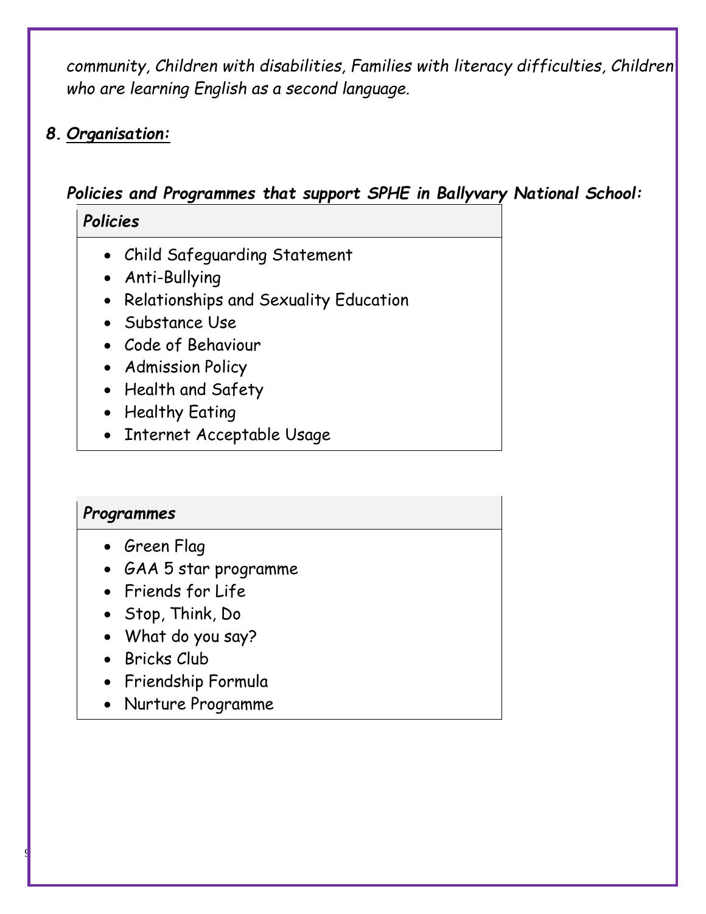*community, Children with disabilities, Families with literacy difficulties, Children who are learning English as a second language.*

## *8. Organisation:*

### ***Policies and Programmes that support SPHE in Ballyvary National School:***

| ***Policies*** |
| --- |
| • Child Safeguarding Statement<br>• Anti-Bullying<br>• Relationships and Sexuality Education<br>• Substance Use<br>• Code of Behaviour<br>• Admission Policy<br>• Health and Safety<br>• Healthy Eating<br>• Internet Acceptable Usage |

| ***Programmes*** |
| --- |
| • Green Flag<br>• GAA 5 star programme<br>• Friends for Life<br>• Stop, Think, Do<br>• What do you say?<br>• Bricks Club<br>• Friendship Formula<br>• Nurture Programme |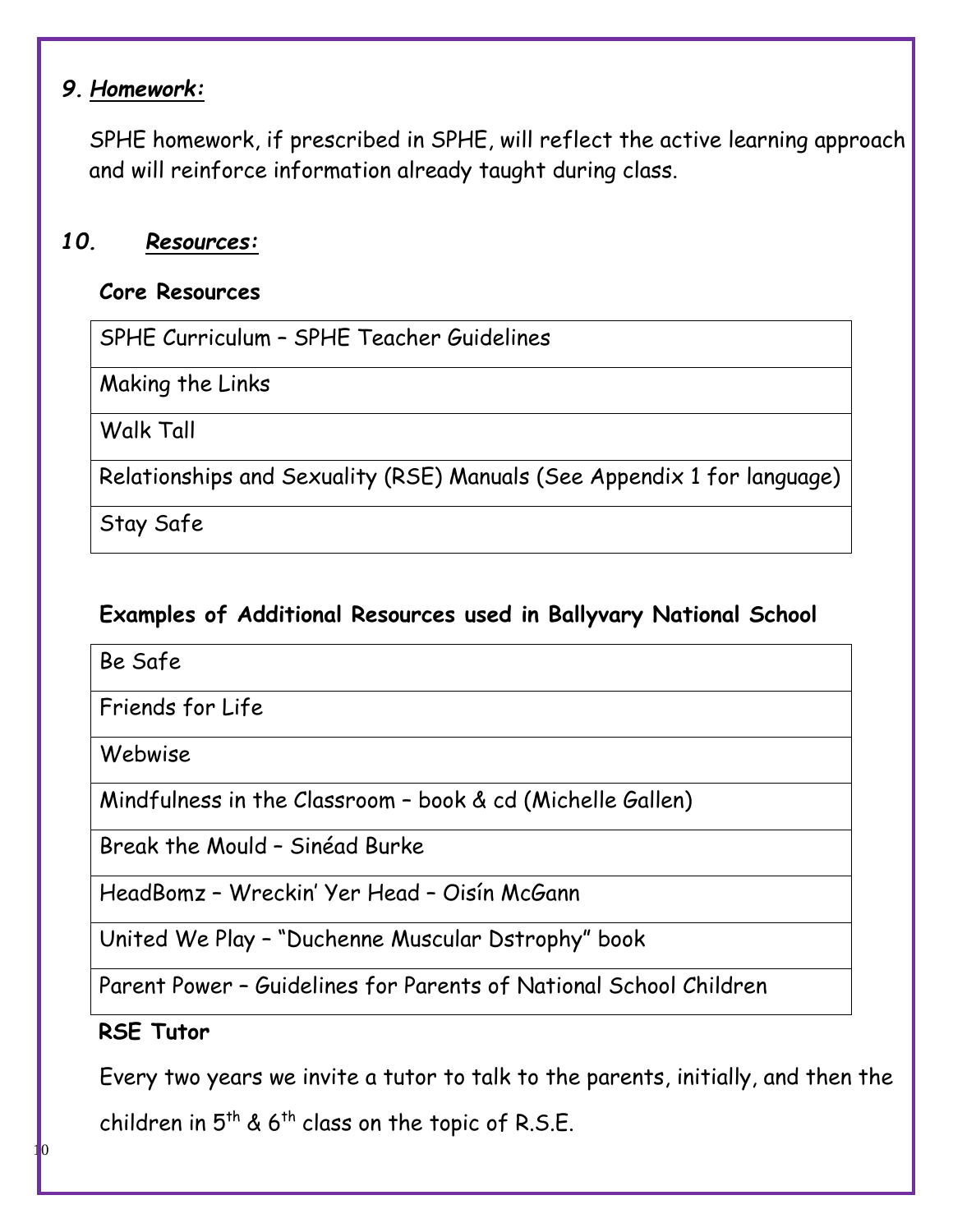## 9. Homework:

SPHE homework, if prescribed in SPHE, will reflect the active learning approach and will reinforce information already taught during class.

## 10. Resources:

**Core Resources**

| SPHE Curriculum – SPHE Teacher Guidelines |
|---|
| Making the Links |
| Walk Tall |
| Relationships and Sexuality (RSE) Manuals (See Appendix 1 for language) |
| Stay Safe |

**Examples of Additional Resources used in Ballyvary National School**

| Be Safe |
|---|
| Friends for Life |
| Webwise |
| Mindfulness in the Classroom – book & cd (Michelle Gallen) |
| Break the Mould – Sinéad Burke |
| HeadBomz – Wreckin' Yer Head – Oisín McGann |
| United We Play – "Duchenne Muscular Dstrophy" book |
| Parent Power – Guidelines for Parents of National School Children |

**RSE Tutor**

Every two years we invite a tutor to talk to the parents, initially, and then the children in 5th & 6th class on the topic of R.S.E.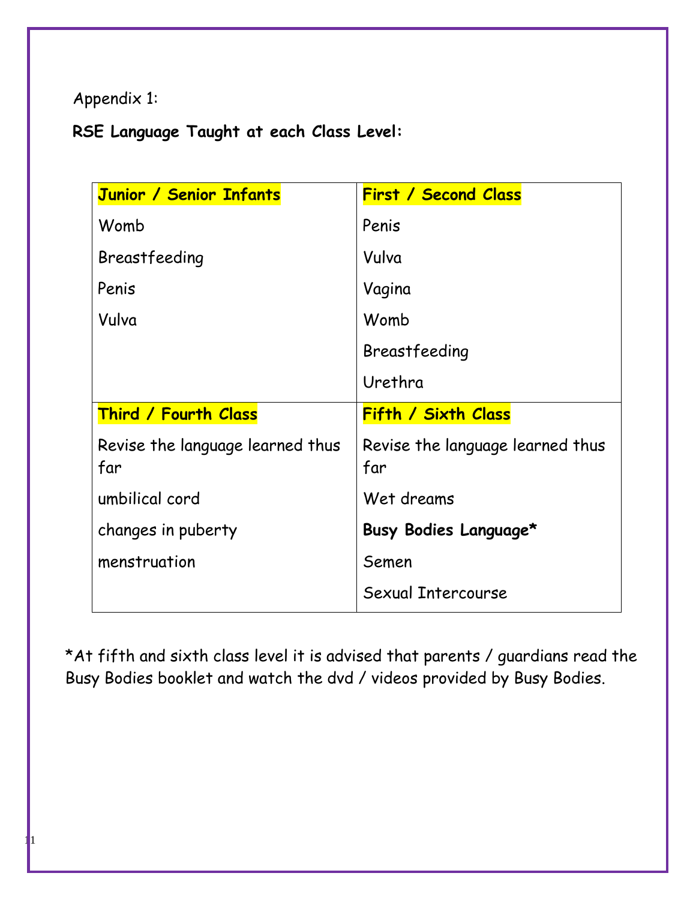Appendix 1:

**RSE Language Taught at each Class Level:**

| **Junior / Senior Infants** | **First / Second Class** |
|---|---|
| Womb<br>Breastfeeding<br>Penis<br>Vulva | Penis<br>Vulva<br>Vagina<br>Womb<br>Breastfeeding<br>Urethra |
| **Third / Fourth Class** | **Fifth / Sixth Class** |
| Revise the language learned thus far<br>umbilical cord<br>changes in puberty<br>menstruation | Revise the language learned thus far<br>Wet dreams<br>**Busy Bodies Language***<br>Semen<br>Sexual Intercourse |

*At fifth and sixth class level it is advised that parents / guardians read the Busy Bodies booklet and watch the dvd / videos provided by Busy Bodies.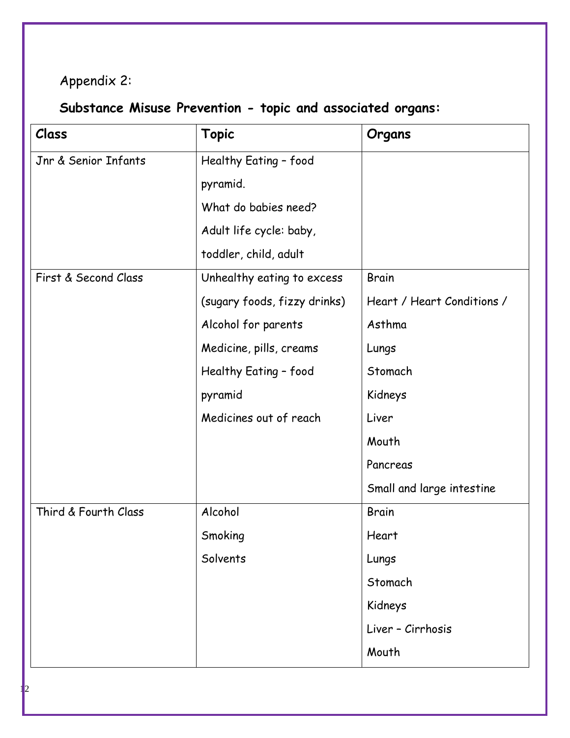Appendix 2:

**Substance Misuse Prevention - topic and associated organs:**

| **Class** | **Topic** | **Organs** |
|---|---|---|
| Jnr & Senior Infants | Healthy Eating – food pyramid.<br>What do babies need?<br>Adult life cycle: baby, toddler, child, adult | |
| First & Second Class | Unhealthy eating to excess (sugary foods, fizzy drinks)<br>Alcohol for parents<br>Medicine, pills, creams<br>Healthy Eating – food pyramid<br>Medicines out of reach | Brain<br>Heart / Heart Conditions / Asthma<br>Lungs<br>Stomach<br>Kidneys<br>Liver<br>Mouth<br>Pancreas<br>Small and large intestine |
| Third & Fourth Class | Alcohol<br>Smoking<br>Solvents | Brain<br>Heart<br>Lungs<br>Stomach<br>Kidneys<br>Liver – Cirrhosis<br>Mouth |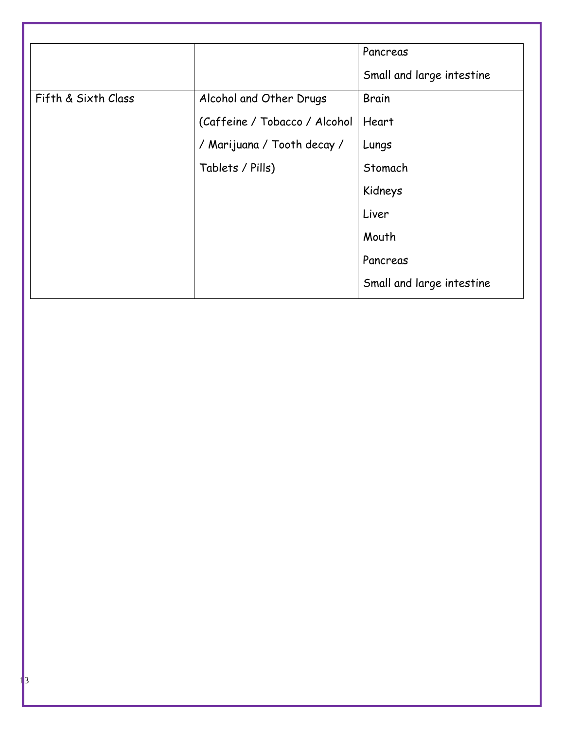| | | |
|---|---|---|
| | | Pancreas<br>Small and large intestine |
| Fifth & Sixth Class | Alcohol and Other Drugs (Caffeine / Tobacco / Alcohol / Marijuana / Tooth decay / Tablets / Pills) | Brain<br>Heart<br>Lungs<br>Stomach<br>Kidneys<br>Liver<br>Mouth<br>Pancreas<br>Small and large intestine |